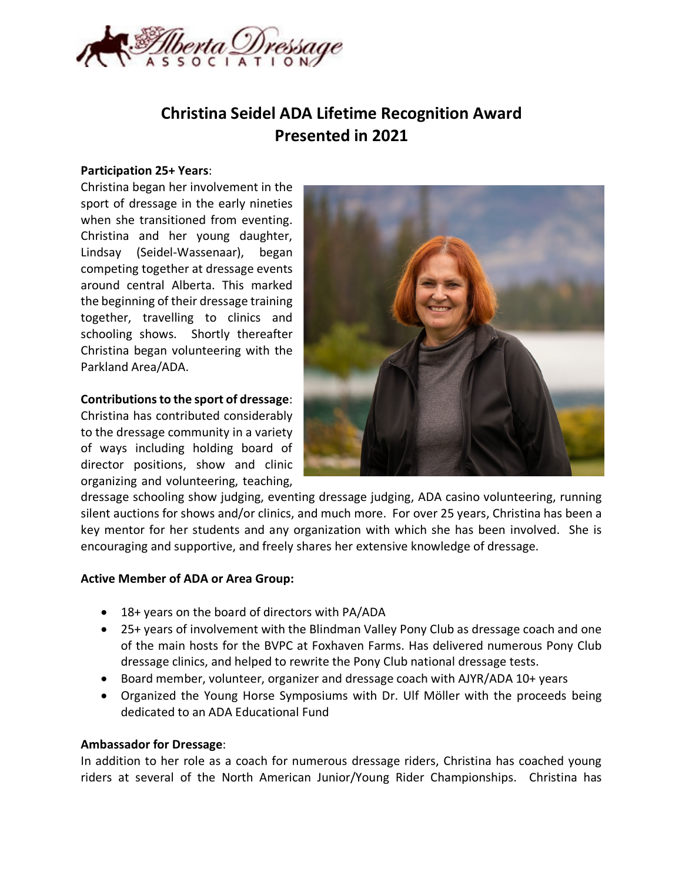# Christina Seidel ADA Lifetime Recognition Award
## Presented in 2021

**Participation 25+ Years**:
Christina began her involvement in the sport of dressage in the early nineties when she transitioned from eventing. Christina and her young daughter, Lindsay (Seidel-Wassenaar), began competing together at dressage events around central Alberta. This marked the beginning of their dressage training together, travelling to clinics and schooling shows. Shortly thereafter Christina began volunteering with the Parkland Area/ADA.

**Contributions to the sport of dressage**:
Christina has contributed considerably to the dressage community in a variety of ways including holding board of director positions, show and clinic organizing and volunteering, teaching, dressage schooling show judging, eventing dressage judging, ADA casino volunteering, running silent auctions for shows and/or clinics, and much more. For over 25 years, Christina has been a key mentor for her students and any organization with which she has been involved. She is encouraging and supportive, and freely shares her extensive knowledge of dressage.

**Active Member of ADA or Area Group:**

- 18+ years on the board of directors with PA/ADA
- 25+ years of involvement with the Blindman Valley Pony Club as dressage coach and one of the main hosts for the BVPC at Foxhaven Farms. Has delivered numerous Pony Club dressage clinics, and helped to rewrite the Pony Club national dressage tests.
- Board member, volunteer, organizer and dressage coach with AJYR/ADA 10+ years
- Organized the Young Horse Symposiums with Dr. Ulf Möller with the proceeds being dedicated to an ADA Educational Fund

**Ambassador for Dressage**:
In addition to her role as a coach for numerous dressage riders, Christina has coached young riders at several of the North American Junior/Young Rider Championships. Christina has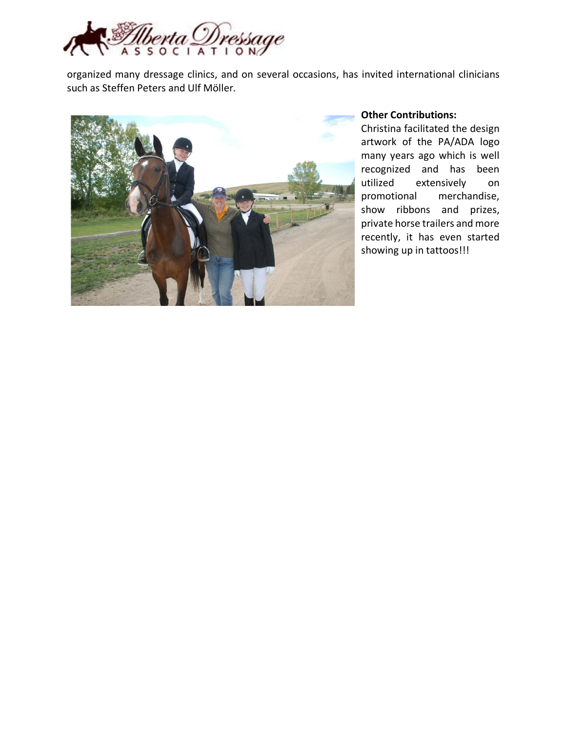organized many dressage clinics, and on several occasions, has invited international clinicians such as Steffen Peters and Ulf Möller.

**Other Contributions:**
Christina facilitated the design artwork of the PA/ADA logo many years ago which is well recognized and has been utilized extensively on promotional merchandise, show ribbons and prizes, private horse trailers and more recently, it has even started showing up in tattoos!!!